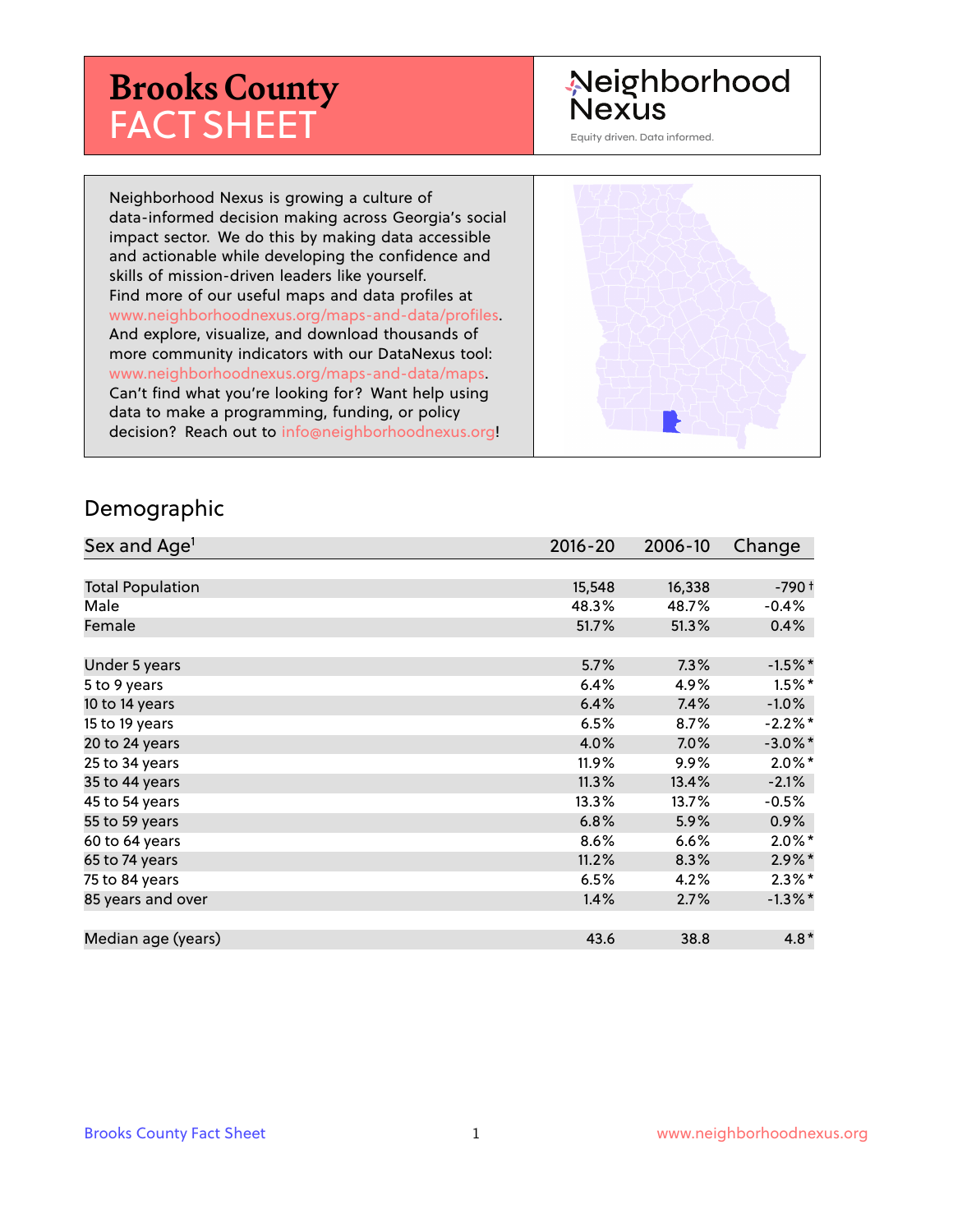# Brooks County FACT SHEET

Neighborhood Nexus

Equity driven. Data informed.

Neighborhood Nexus is growing a culture of data-informed decision making across Georgia's social impact sector. We do this by making data accessible and actionable while developing the confidence and skills of mission-driven leaders like yourself. Find more of our useful maps and data profiles at www.neighborhoodnexus.org/maps-and-data/profiles. And explore, visualize, and download thousands of more community indicators with our DataNexus tool: www.neighborhoodnexus.org/maps-and-data/maps. Can't find what you're looking for? Want help using data to make a programming, funding, or policy decision? Reach out to info@neighborhoodnexus.org!

## Demographic

| Sex and Age[1] | 2016-20 | 2006-10 | Change |
|---|---|---|---|
| Total Population | 15,548 | 16,338 | -790 † |
| Male | 48.3% | 48.7% | -0.4% |
| Female | 51.7% | 51.3% | 0.4% |
| | | | |
| Under 5 years | 5.7% | 7.3% | -1.5% * |
| 5 to 9 years | 6.4% | 4.9% | 1.5% * |
| 10 to 14 years | 6.4% | 7.4% | -1.0% |
| 15 to 19 years | 6.5% | 8.7% | -2.2% * |
| 20 to 24 years | 4.0% | 7.0% | -3.0% * |
| 25 to 34 years | 11.9% | 9.9% | 2.0% * |
| 35 to 44 years | 11.3% | 13.4% | -2.1% |
| 45 to 54 years | 13.3% | 13.7% | -0.5% |
| 55 to 59 years | 6.8% | 5.9% | 0.9% |
| 60 to 64 years | 8.6% | 6.6% | 2.0% * |
| 65 to 74 years | 11.2% | 8.3% | 2.9% * |
| 75 to 84 years | 6.5% | 4.2% | 2.3% * |
| 85 years and over | 1.4% | 2.7% | -1.3% * |
| | | | |
| Median age (years) | 43.6 | 38.8 | 4.8 * |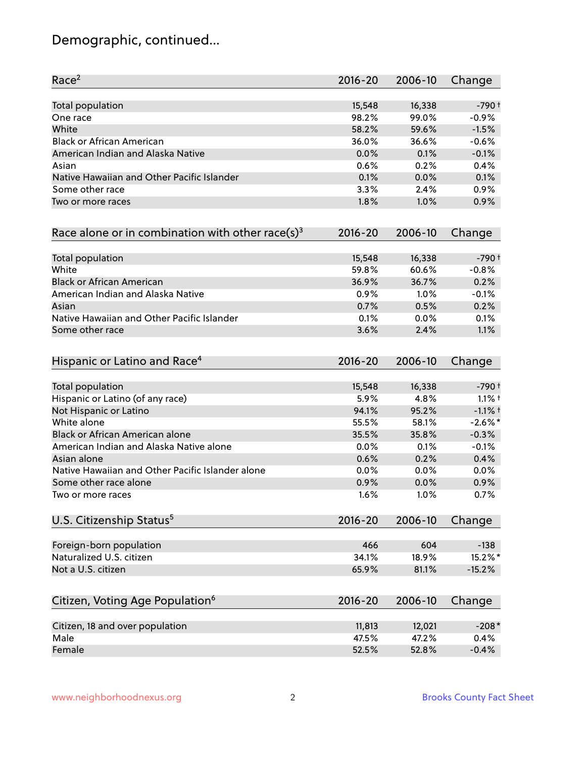## Demographic, continued...

| Race[2] | 2016-20 | 2006-10 | Change |
|---|---|---|---|
| Total population | 15,548 | 16,338 | -790 † |
| One race | 98.2% | 99.0% | -0.9% |
| White | 58.2% | 59.6% | -1.5% |
| Black or African American | 36.0% | 36.6% | -0.6% |
| American Indian and Alaska Native | 0.0% | 0.1% | -0.1% |
| Asian | 0.6% | 0.2% | 0.4% |
| Native Hawaiian and Other Pacific Islander | 0.1% | 0.0% | 0.1% |
| Some other race | 3.3% | 2.4% | 0.9% |
| Two or more races | 1.8% | 1.0% | 0.9% |

| Race alone or in combination with other race(s)[3] | 2016-20 | 2006-10 | Change |
|---|---|---|---|
| Total population | 15,548 | 16,338 | -790 † |
| White | 59.8% | 60.6% | -0.8% |
| Black or African American | 36.9% | 36.7% | 0.2% |
| American Indian and Alaska Native | 0.9% | 1.0% | -0.1% |
| Asian | 0.7% | 0.5% | 0.2% |
| Native Hawaiian and Other Pacific Islander | 0.1% | 0.0% | 0.1% |
| Some other race | 3.6% | 2.4% | 1.1% |

| Hispanic or Latino and Race[4] | 2016-20 | 2006-10 | Change |
|---|---|---|---|
| Total population | 15,548 | 16,338 | -790 † |
| Hispanic or Latino (of any race) | 5.9% | 4.8% | 1.1% † |
| Not Hispanic or Latino | 94.1% | 95.2% | -1.1% † |
| White alone | 55.5% | 58.1% | -2.6% * |
| Black or African American alone | 35.5% | 35.8% | -0.3% |
| American Indian and Alaska Native alone | 0.0% | 0.1% | -0.1% |
| Asian alone | 0.6% | 0.2% | 0.4% |
| Native Hawaiian and Other Pacific Islander alone | 0.0% | 0.0% | 0.0% |
| Some other race alone | 0.9% | 0.0% | 0.9% |
| Two or more races | 1.6% | 1.0% | 0.7% |

| U.S. Citizenship Status[5] | 2016-20 | 2006-10 | Change |
|---|---|---|---|
| Foreign-born population | 466 | 604 | -138 |
| Naturalized U.S. citizen | 34.1% | 18.9% | 15.2% * |
| Not a U.S. citizen | 65.9% | 81.1% | -15.2% |

| Citizen, Voting Age Population[6] | 2016-20 | 2006-10 | Change |
|---|---|---|---|
| Citizen, 18 and over population | 11,813 | 12,021 | -208 * |
| Male | 47.5% | 47.2% | 0.4% |
| Female | 52.5% | 52.8% | -0.4% |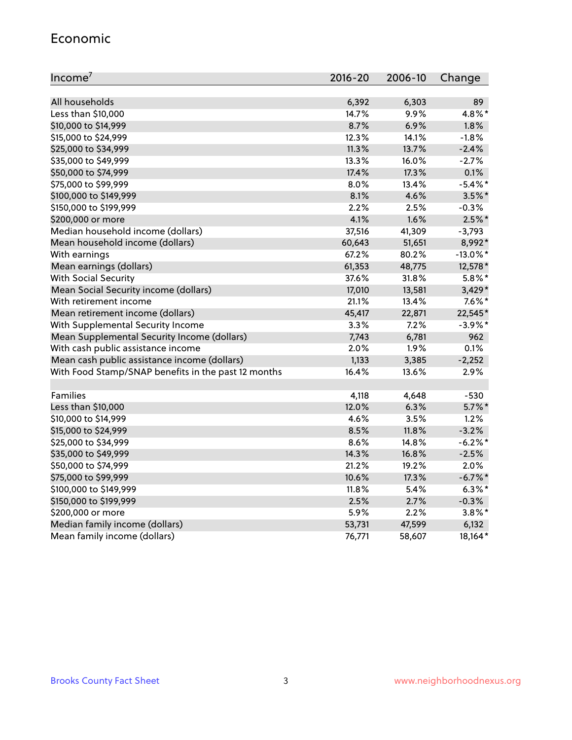## Economic

| Income[7] | 2016-20 | 2006-10 | Change |
|---|---|---|---|
| All households | 6,392 | 6,303 | 89 |
| Less than $10,000 | 14.7% | 9.9% | 4.8%* |
| $10,000 to $14,999 | 8.7% | 6.9% | 1.8% |
| $15,000 to $24,999 | 12.3% | 14.1% | -1.8% |
| $25,000 to $34,999 | 11.3% | 13.7% | -2.4% |
| $35,000 to $49,999 | 13.3% | 16.0% | -2.7% |
| $50,000 to $74,999 | 17.4% | 17.3% | 0.1% |
| $75,000 to $99,999 | 8.0% | 13.4% | -5.4%* |
| $100,000 to $149,999 | 8.1% | 4.6% | 3.5%* |
| $150,000 to $199,999 | 2.2% | 2.5% | -0.3% |
| $200,000 or more | 4.1% | 1.6% | 2.5%* |
| Median household income (dollars) | 37,516 | 41,309 | -3,793 |
| Mean household income (dollars) | 60,643 | 51,651 | 8,992* |
| With earnings | 67.2% | 80.2% | -13.0%* |
| Mean earnings (dollars) | 61,353 | 48,775 | 12,578* |
| With Social Security | 37.6% | 31.8% | 5.8%* |
| Mean Social Security income (dollars) | 17,010 | 13,581 | 3,429* |
| With retirement income | 21.1% | 13.4% | 7.6%* |
| Mean retirement income (dollars) | 45,417 | 22,871 | 22,545* |
| With Supplemental Security Income | 3.3% | 7.2% | -3.9%* |
| Mean Supplemental Security Income (dollars) | 7,743 | 6,781 | 962 |
| With cash public assistance income | 2.0% | 1.9% | 0.1% |
| Mean cash public assistance income (dollars) | 1,133 | 3,385 | -2,252 |
| With Food Stamp/SNAP benefits in the past 12 months | 16.4% | 13.6% | 2.9% |
| | | | |
| Families | 4,118 | 4,648 | -530 |
| Less than $10,000 | 12.0% | 6.3% | 5.7%* |
| $10,000 to $14,999 | 4.6% | 3.5% | 1.2% |
| $15,000 to $24,999 | 8.5% | 11.8% | -3.2% |
| $25,000 to $34,999 | 8.6% | 14.8% | -6.2%* |
| $35,000 to $49,999 | 14.3% | 16.8% | -2.5% |
| $50,000 to $74,999 | 21.2% | 19.2% | 2.0% |
| $75,000 to $99,999 | 10.6% | 17.3% | -6.7%* |
| $100,000 to $149,999 | 11.8% | 5.4% | 6.3%* |
| $150,000 to $199,999 | 2.5% | 2.7% | -0.3% |
| $200,000 or more | 5.9% | 2.2% | 3.8%* |
| Median family income (dollars) | 53,731 | 47,599 | 6,132 |
| Mean family income (dollars) | 76,771 | 58,607 | 18,164* |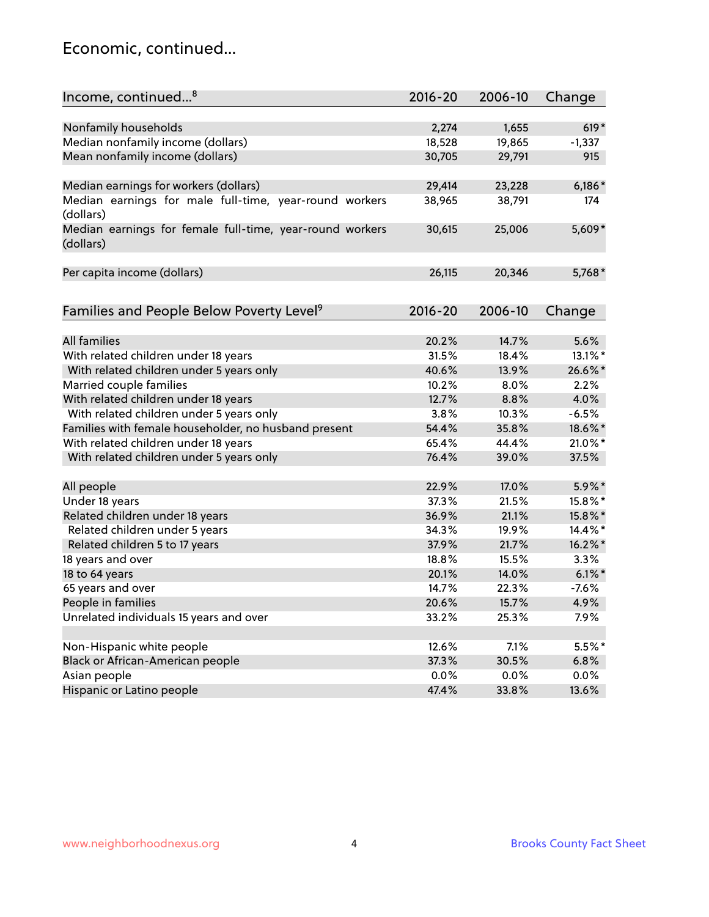## Economic, continued...

| Income, continued...[8] | 2016-20 | 2006-10 | Change |
|---|---|---|---|
| Nonfamily households | 2,274 | 1,655 | 619* |
| Median nonfamily income (dollars) | 18,528 | 19,865 | -1,337 |
| Mean nonfamily income (dollars) | 30,705 | 29,791 | 915 |
| Median earnings for workers (dollars) | 29,414 | 23,228 | 6,186* |
| Median earnings for male full-time, year-round workers (dollars) | 38,965 | 38,791 | 174 |
| Median earnings for female full-time, year-round workers (dollars) | 30,615 | 25,006 | 5,609* |
| Per capita income (dollars) | 26,115 | 20,346 | 5,768* |

| Families and People Below Poverty Level[9] | 2016-20 | 2006-10 | Change |
|---|---|---|---|
| All families | 20.2% | 14.7% | 5.6% |
| With related children under 18 years | 31.5% | 18.4% | 13.1%* |
| With related children under 5 years only | 40.6% | 13.9% | 26.6%* |
| Married couple families | 10.2% | 8.0% | 2.2% |
| With related children under 18 years | 12.7% | 8.8% | 4.0% |
| With related children under 5 years only | 3.8% | 10.3% | -6.5% |
| Families with female householder, no husband present | 54.4% | 35.8% | 18.6%* |
| With related children under 18 years | 65.4% | 44.4% | 21.0%* |
| With related children under 5 years only | 76.4% | 39.0% | 37.5% |
| All people | 22.9% | 17.0% | 5.9%* |
| Under 18 years | 37.3% | 21.5% | 15.8%* |
| Related children under 18 years | 36.9% | 21.1% | 15.8%* |
| Related children under 5 years | 34.3% | 19.9% | 14.4%* |
| Related children 5 to 17 years | 37.9% | 21.7% | 16.2%* |
| 18 years and over | 18.8% | 15.5% | 3.3% |
| 18 to 64 years | 20.1% | 14.0% | 6.1%* |
| 65 years and over | 14.7% | 22.3% | -7.6% |
| People in families | 20.6% | 15.7% | 4.9% |
| Unrelated individuals 15 years and over | 33.2% | 25.3% | 7.9% |
| Non-Hispanic white people | 12.6% | 7.1% | 5.5%* |
| Black or African-American people | 37.3% | 30.5% | 6.8% |
| Asian people | 0.0% | 0.0% | 0.0% |
| Hispanic or Latino people | 47.4% | 33.8% | 13.6% |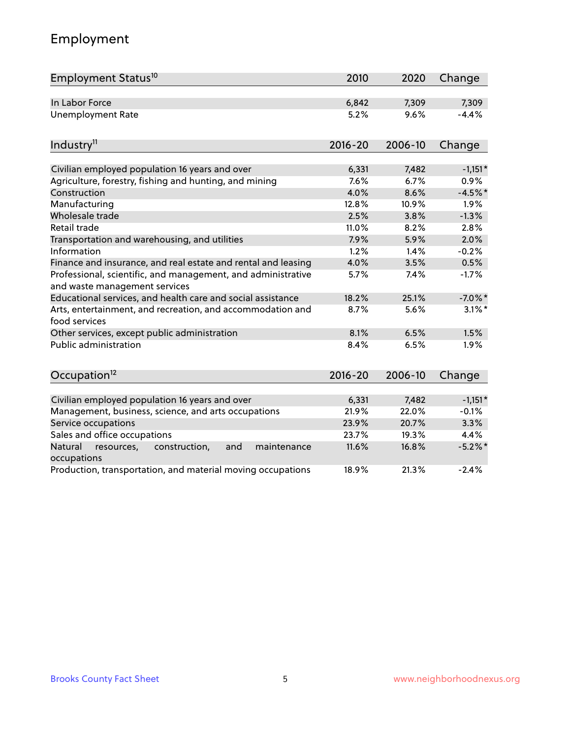# Employment

| Employment Status[10] | 2010 | 2020 | Change |
|---|---|---|---|
| In Labor Force | 6,842 | 7,309 | 7,309 |
| Unemployment Rate | 5.2% | 9.6% | -4.4% |

| Industry[11] | 2016-20 | 2006-10 | Change |
|---|---|---|---|
| Civilian employed population 16 years and over | 6,331 | 7,482 | -1,151* |
| Agriculture, forestry, fishing and hunting, and mining | 7.6% | 6.7% | 0.9% |
| Construction | 4.0% | 8.6% | -4.5%* |
| Manufacturing | 12.8% | 10.9% | 1.9% |
| Wholesale trade | 2.5% | 3.8% | -1.3% |
| Retail trade | 11.0% | 8.2% | 2.8% |
| Transportation and warehousing, and utilities | 7.9% | 5.9% | 2.0% |
| Information | 1.2% | 1.4% | -0.2% |
| Finance and insurance, and real estate and rental and leasing | 4.0% | 3.5% | 0.5% |
| Professional, scientific, and management, and administrative and waste management services | 5.7% | 7.4% | -1.7% |
| Educational services, and health care and social assistance | 18.2% | 25.1% | -7.0%* |
| Arts, entertainment, and recreation, and accommodation and food services | 8.7% | 5.6% | 3.1%* |
| Other services, except public administration | 8.1% | 6.5% | 1.5% |
| Public administration | 8.4% | 6.5% | 1.9% |

| Occupation[12] | 2016-20 | 2006-10 | Change |
|---|---|---|---|
| Civilian employed population 16 years and over | 6,331 | 7,482 | -1,151* |
| Management, business, science, and arts occupations | 21.9% | 22.0% | -0.1% |
| Service occupations | 23.9% | 20.7% | 3.3% |
| Sales and office occupations | 23.7% | 19.3% | 4.4% |
| Natural resources, construction, and maintenance occupations | 11.6% | 16.8% | -5.2%* |
| Production, transportation, and material moving occupations | 18.9% | 21.3% | -2.4% |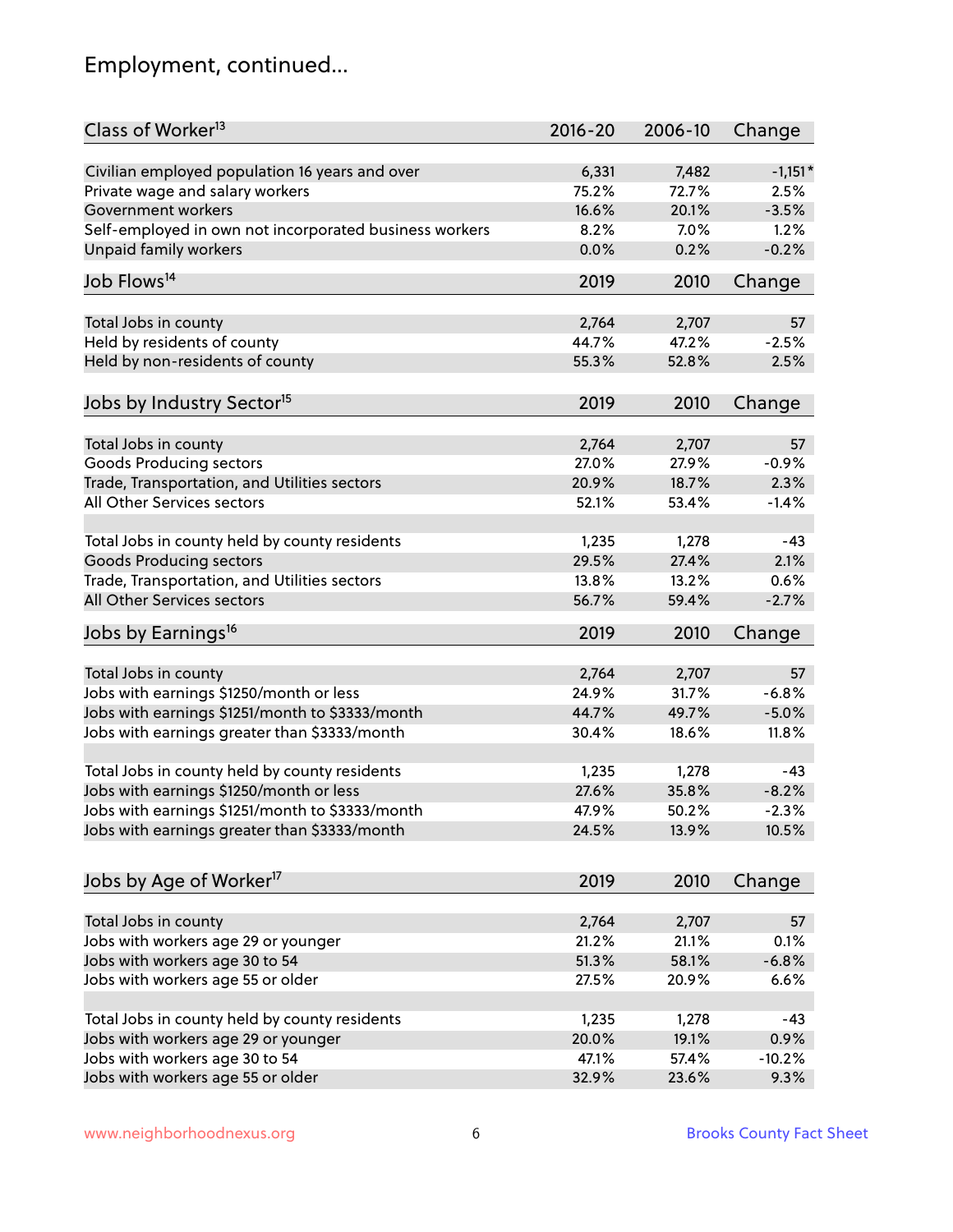# Employment, continued...

| Class of Worker[13] | 2016-20 | 2006-10 | Change |
|---|---|---|---|
| Civilian employed population 16 years and over | 6,331 | 7,482 | -1,151* |
| Private wage and salary workers | 75.2% | 72.7% | 2.5% |
| Government workers | 16.6% | 20.1% | -3.5% |
| Self-employed in own not incorporated business workers | 8.2% | 7.0% | 1.2% |
| Unpaid family workers | 0.0% | 0.2% | -0.2% |

| Job Flows[14] | 2019 | 2010 | Change |
|---|---|---|---|
| Total Jobs in county | 2,764 | 2,707 | 57 |
| Held by residents of county | 44.7% | 47.2% | -2.5% |
| Held by non-residents of county | 55.3% | 52.8% | 2.5% |

| Jobs by Industry Sector[15] | 2019 | 2010 | Change |
|---|---|---|---|
| Total Jobs in county | 2,764 | 2,707 | 57 |
| Goods Producing sectors | 27.0% | 27.9% | -0.9% |
| Trade, Transportation, and Utilities sectors | 20.9% | 18.7% | 2.3% |
| All Other Services sectors | 52.1% | 53.4% | -1.4% |
| | | | |
| Total Jobs in county held by county residents | 1,235 | 1,278 | -43 |
| Goods Producing sectors | 29.5% | 27.4% | 2.1% |
| Trade, Transportation, and Utilities sectors | 13.8% | 13.2% | 0.6% |
| All Other Services sectors | 56.7% | 59.4% | -2.7% |

| Jobs by Earnings[16] | 2019 | 2010 | Change |
|---|---|---|---|
| Total Jobs in county | 2,764 | 2,707 | 57 |
| Jobs with earnings $1250/month or less | 24.9% | 31.7% | -6.8% |
| Jobs with earnings $1251/month to $3333/month | 44.7% | 49.7% | -5.0% |
| Jobs with earnings greater than $3333/month | 30.4% | 18.6% | 11.8% |
| | | | |
| Total Jobs in county held by county residents | 1,235 | 1,278 | -43 |
| Jobs with earnings $1250/month or less | 27.6% | 35.8% | -8.2% |
| Jobs with earnings $1251/month to $3333/month | 47.9% | 50.2% | -2.3% |
| Jobs with earnings greater than $3333/month | 24.5% | 13.9% | 10.5% |

| Jobs by Age of Worker[17] | 2019 | 2010 | Change |
|---|---|---|---|
| Total Jobs in county | 2,764 | 2,707 | 57 |
| Jobs with workers age 29 or younger | 21.2% | 21.1% | 0.1% |
| Jobs with workers age 30 to 54 | 51.3% | 58.1% | -6.8% |
| Jobs with workers age 55 or older | 27.5% | 20.9% | 6.6% |
| | | | |
| Total Jobs in county held by county residents | 1,235 | 1,278 | -43 |
| Jobs with workers age 29 or younger | 20.0% | 19.1% | 0.9% |
| Jobs with workers age 30 to 54 | 47.1% | 57.4% | -10.2% |
| Jobs with workers age 55 or older | 32.9% | 23.6% | 9.3% |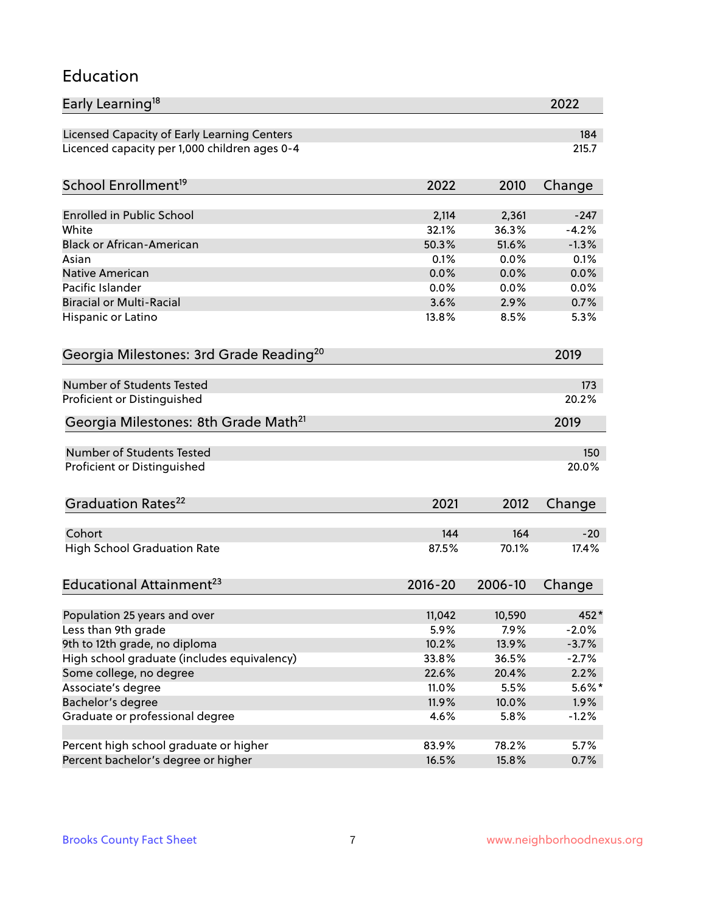# Education

| Early Learning[18] | | | 2022 |
|---|---|---|---|
| Licensed Capacity of Early Learning Centers | | | 184 |
| Licenced capacity per 1,000 children ages 0-4 | | | 215.7 |

| School Enrollment[19] | 2022 | 2010 | Change |
|---|---|---|---|
| Enrolled in Public School | 2,114 | 2,361 | -247 |
| White | 32.1% | 36.3% | -4.2% |
| Black or African-American | 50.3% | 51.6% | -1.3% |
| Asian | 0.1% | 0.0% | 0.1% |
| Native American | 0.0% | 0.0% | 0.0% |
| Pacific Islander | 0.0% | 0.0% | 0.0% |
| Biracial or Multi-Racial | 3.6% | 2.9% | 0.7% |
| Hispanic or Latino | 13.8% | 8.5% | 5.3% |

| Georgia Milestones: 3rd Grade Reading[20] | | | 2019 |
|---|---|---|---|
| Number of Students Tested | | | 173 |
| Proficient or Distinguished | | | 20.2% |

| Georgia Milestones: 8th Grade Math[21] | | | 2019 |
|---|---|---|---|
| Number of Students Tested | | | 150 |
| Proficient or Distinguished | | | 20.0% |

| Graduation Rates[22] | 2021 | 2012 | Change |
|---|---|---|---|
| Cohort | 144 | 164 | -20 |
| High School Graduation Rate | 87.5% | 70.1% | 17.4% |

| Educational Attainment[23] | 2016-20 | 2006-10 | Change |
|---|---|---|---|
| Population 25 years and over | 11,042 | 10,590 | 452* |
| Less than 9th grade | 5.9% | 7.9% | -2.0% |
| 9th to 12th grade, no diploma | 10.2% | 13.9% | -3.7% |
| High school graduate (includes equivalency) | 33.8% | 36.5% | -2.7% |
| Some college, no degree | 22.6% | 20.4% | 2.2% |
| Associate's degree | 11.0% | 5.5% | 5.6%* |
| Bachelor's degree | 11.9% | 10.0% | 1.9% |
| Graduate or professional degree | 4.6% | 5.8% | -1.2% |
| | | | |
| Percent high school graduate or higher | 83.9% | 78.2% | 5.7% |
| Percent bachelor's degree or higher | 16.5% | 15.8% | 0.7% |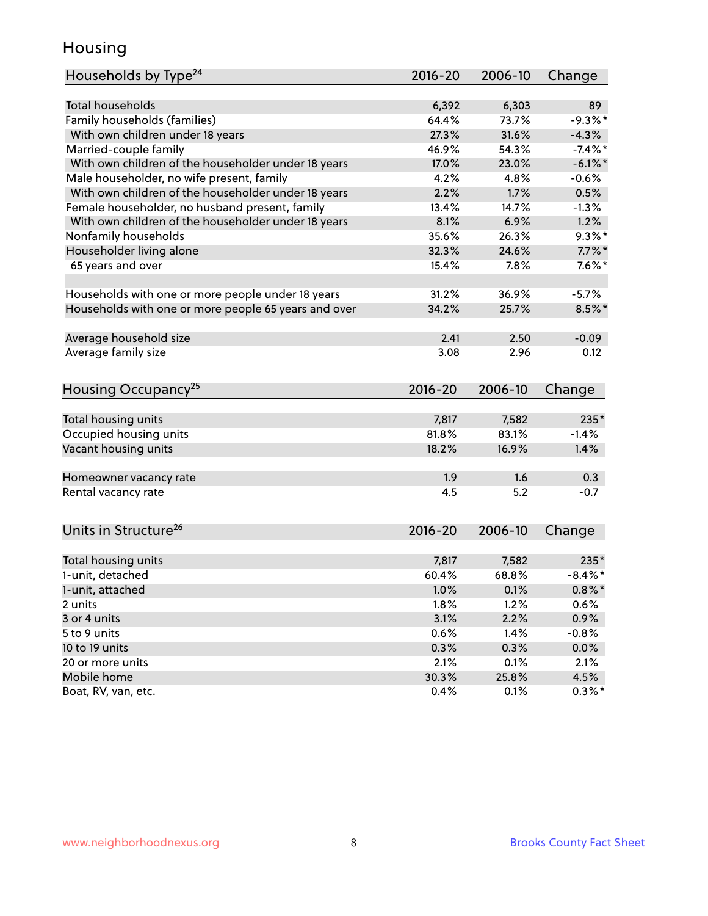# Housing

| Households by Type[24] | 2016-20 | 2006-10 | Change |
|---|---|---|---|
| Total households | 6,392 | 6,303 | 89 |
| Family households (families) | 64.4% | 73.7% | -9.3%* |
| With own children under 18 years | 27.3% | 31.6% | -4.3% |
| Married-couple family | 46.9% | 54.3% | -7.4%* |
| With own children of the householder under 18 years | 17.0% | 23.0% | -6.1%* |
| Male householder, no wife present, family | 4.2% | 4.8% | -0.6% |
| With own children of the householder under 18 years | 2.2% | 1.7% | 0.5% |
| Female householder, no husband present, family | 13.4% | 14.7% | -1.3% |
| With own children of the householder under 18 years | 8.1% | 6.9% | 1.2% |
| Nonfamily households | 35.6% | 26.3% | 9.3%* |
| Householder living alone | 32.3% | 24.6% | 7.7%* |
| 65 years and over | 15.4% | 7.8% | 7.6%* |
| | | | |
| Households with one or more people under 18 years | 31.2% | 36.9% | -5.7% |
| Households with one or more people 65 years and over | 34.2% | 25.7% | 8.5%* |
| | | | |
| Average household size | 2.41 | 2.50 | -0.09 |
| Average family size | 3.08 | 2.96 | 0.12 |

| Housing Occupancy[25] | 2016-20 | 2006-10 | Change |
|---|---|---|---|
| Total housing units | 7,817 | 7,582 | 235* |
| Occupied housing units | 81.8% | 83.1% | -1.4% |
| Vacant housing units | 18.2% | 16.9% | 1.4% |
| | | | |
| Homeowner vacancy rate | 1.9 | 1.6 | 0.3 |
| Rental vacancy rate | 4.5 | 5.2 | -0.7 |

| Units in Structure[26] | 2016-20 | 2006-10 | Change |
|---|---|---|---|
| Total housing units | 7,817 | 7,582 | 235* |
| 1-unit, detached | 60.4% | 68.8% | -8.4%* |
| 1-unit, attached | 1.0% | 0.1% | 0.8%* |
| 2 units | 1.8% | 1.2% | 0.6% |
| 3 or 4 units | 3.1% | 2.2% | 0.9% |
| 5 to 9 units | 0.6% | 1.4% | -0.8% |
| 10 to 19 units | 0.3% | 0.3% | 0.0% |
| 20 or more units | 2.1% | 0.1% | 2.1% |
| Mobile home | 30.3% | 25.8% | 4.5% |
| Boat, RV, van, etc. | 0.4% | 0.1% | 0.3%* |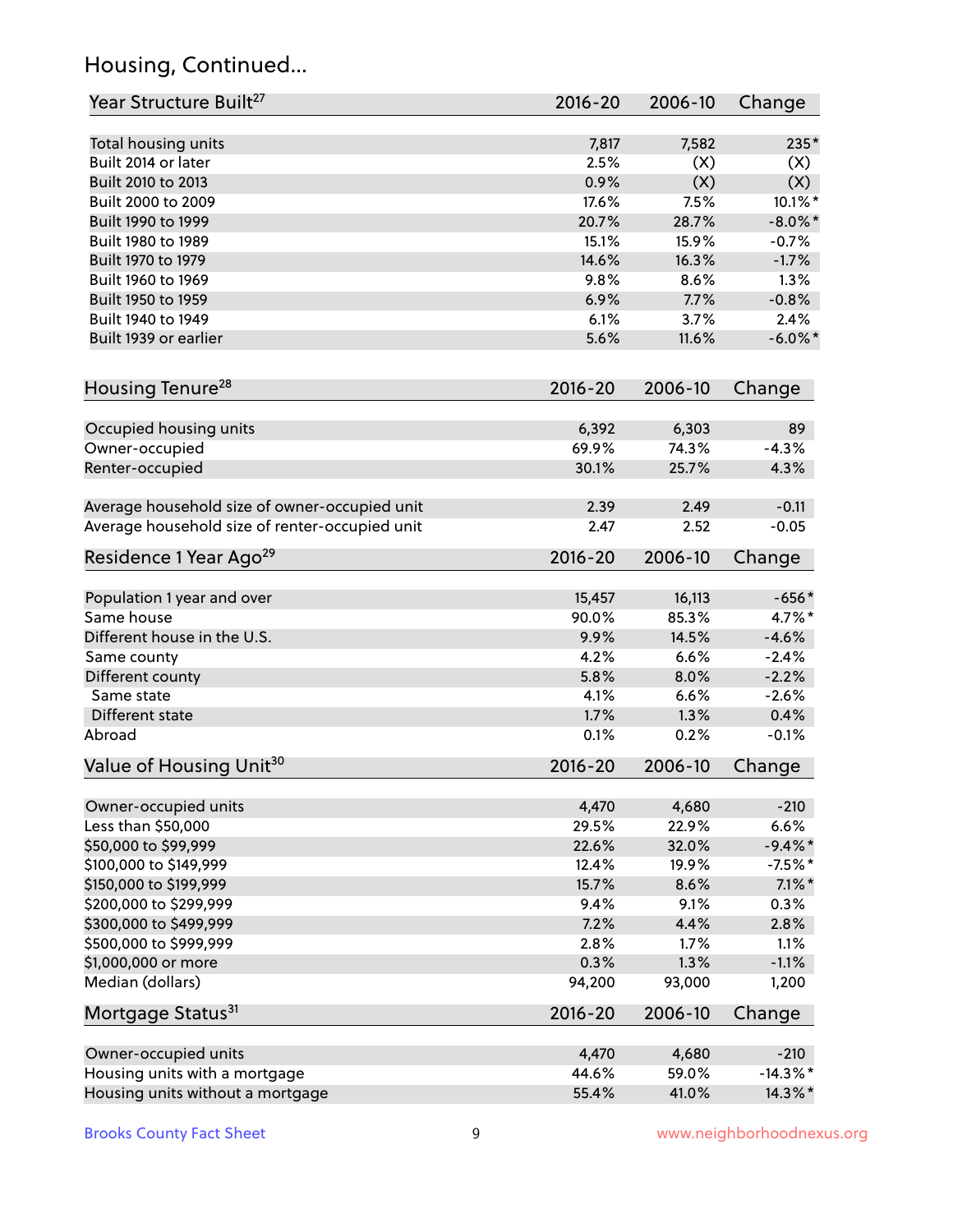## Housing, Continued...

| Year Structure Built[27] | 2016-20 | 2006-10 | Change |
|---|---|---|---|
| Total housing units | 7,817 | 7,582 | 235* |
| Built 2014 or later | 2.5% | (X) | (X) |
| Built 2010 to 2013 | 0.9% | (X) | (X) |
| Built 2000 to 2009 | 17.6% | 7.5% | 10.1%* |
| Built 1990 to 1999 | 20.7% | 28.7% | -8.0%* |
| Built 1980 to 1989 | 15.1% | 15.9% | -0.7% |
| Built 1970 to 1979 | 14.6% | 16.3% | -1.7% |
| Built 1960 to 1969 | 9.8% | 8.6% | 1.3% |
| Built 1950 to 1959 | 6.9% | 7.7% | -0.8% |
| Built 1940 to 1949 | 6.1% | 3.7% | 2.4% |
| Built 1939 or earlier | 5.6% | 11.6% | -6.0%* |

| Housing Tenure[28] | 2016-20 | 2006-10 | Change |
|---|---|---|---|
| Occupied housing units | 6,392 | 6,303 | 89 |
| Owner-occupied | 69.9% | 74.3% | -4.3% |
| Renter-occupied | 30.1% | 25.7% | 4.3% |
| Average household size of owner-occupied unit | 2.39 | 2.49 | -0.11 |
| Average household size of renter-occupied unit | 2.47 | 2.52 | -0.05 |

| Residence 1 Year Ago[29] | 2016-20 | 2006-10 | Change |
|---|---|---|---|
| Population 1 year and over | 15,457 | 16,113 | -656* |
| Same house | 90.0% | 85.3% | 4.7%* |
| Different house in the U.S. | 9.9% | 14.5% | -4.6% |
| Same county | 4.2% | 6.6% | -2.4% |
| Different county | 5.8% | 8.0% | -2.2% |
| Same state | 4.1% | 6.6% | -2.6% |
| Different state | 1.7% | 1.3% | 0.4% |
| Abroad | 0.1% | 0.2% | -0.1% |

| Value of Housing Unit[30] | 2016-20 | 2006-10 | Change |
|---|---|---|---|
| Owner-occupied units | 4,470 | 4,680 | -210 |
| Less than $50,000 | 29.5% | 22.9% | 6.6% |
| $50,000 to $99,999 | 22.6% | 32.0% | -9.4%* |
| $100,000 to $149,999 | 12.4% | 19.9% | -7.5%* |
| $150,000 to $199,999 | 15.7% | 8.6% | 7.1%* |
| $200,000 to $299,999 | 9.4% | 9.1% | 0.3% |
| $300,000 to $499,999 | 7.2% | 4.4% | 2.8% |
| $500,000 to $999,999 | 2.8% | 1.7% | 1.1% |
| $1,000,000 or more | 0.3% | 1.3% | -1.1% |
| Median (dollars) | 94,200 | 93,000 | 1,200 |

| Mortgage Status[31] | 2016-20 | 2006-10 | Change |
|---|---|---|---|
| Owner-occupied units | 4,470 | 4,680 | -210 |
| Housing units with a mortgage | 44.6% | 59.0% | -14.3%* |
| Housing units without a mortgage | 55.4% | 41.0% | 14.3%* |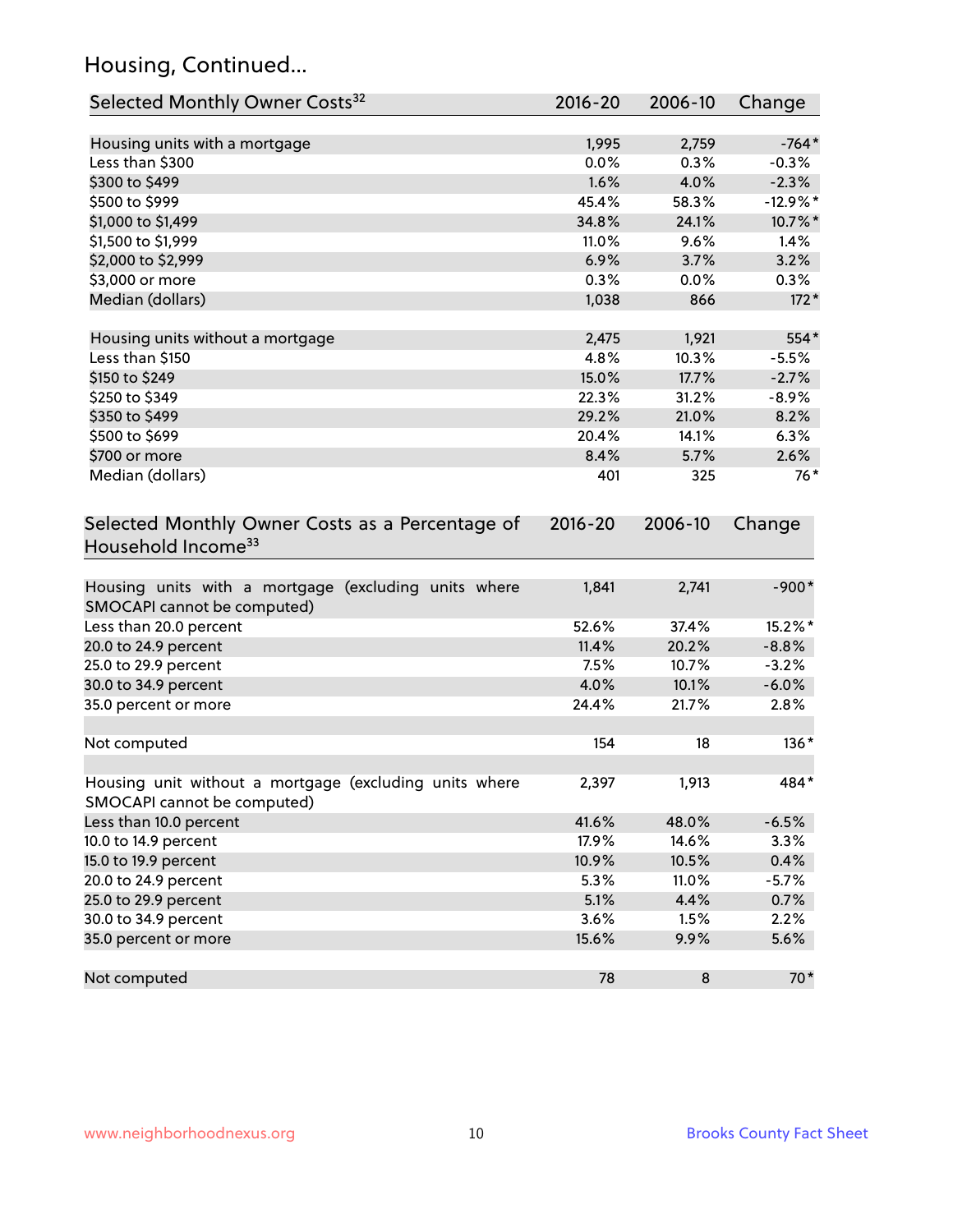## Housing, Continued...

| Selected Monthly Owner Costs[32] | 2016-20 | 2006-10 | Change |
|---|---|---|---|
| Housing units with a mortgage | 1,995 | 2,759 | -764* |
| Less than $300 | 0.0% | 0.3% | -0.3% |
| $300 to $499 | 1.6% | 4.0% | -2.3% |
| $500 to $999 | 45.4% | 58.3% | -12.9%* |
| $1,000 to $1,499 | 34.8% | 24.1% | 10.7%* |
| $1,500 to $1,999 | 11.0% | 9.6% | 1.4% |
| $2,000 to $2,999 | 6.9% | 3.7% | 3.2% |
| $3,000 or more | 0.3% | 0.0% | 0.3% |
| Median (dollars) | 1,038 | 866 | 172* |
| | | | |
| Housing units without a mortgage | 2,475 | 1,921 | 554* |
| Less than $150 | 4.8% | 10.3% | -5.5% |
| $150 to $249 | 15.0% | 17.7% | -2.7% |
| $250 to $349 | 22.3% | 31.2% | -8.9% |
| $350 to $499 | 29.2% | 21.0% | 8.2% |
| $500 to $699 | 20.4% | 14.1% | 6.3% |
| $700 or more | 8.4% | 5.7% | 2.6% |
| Median (dollars) | 401 | 325 | 76* |

| Selected Monthly Owner Costs as a Percentage of Household Income[33] | 2016-20 | 2006-10 | Change |
|---|---|---|---|
| Housing units with a mortgage (excluding units where SMOCAPI cannot be computed) | 1,841 | 2,741 | -900* |
| Less than 20.0 percent | 52.6% | 37.4% | 15.2%* |
| 20.0 to 24.9 percent | 11.4% | 20.2% | -8.8% |
| 25.0 to 29.9 percent | 7.5% | 10.7% | -3.2% |
| 30.0 to 34.9 percent | 4.0% | 10.1% | -6.0% |
| 35.0 percent or more | 24.4% | 21.7% | 2.8% |
| | | | |
| Not computed | 154 | 18 | 136* |
| | | | |
| Housing unit without a mortgage (excluding units where SMOCAPI cannot be computed) | 2,397 | 1,913 | 484* |
| Less than 10.0 percent | 41.6% | 48.0% | -6.5% |
| 10.0 to 14.9 percent | 17.9% | 14.6% | 3.3% |
| 15.0 to 19.9 percent | 10.9% | 10.5% | 0.4% |
| 20.0 to 24.9 percent | 5.3% | 11.0% | -5.7% |
| 25.0 to 29.9 percent | 5.1% | 4.4% | 0.7% |
| 30.0 to 34.9 percent | 3.6% | 1.5% | 2.2% |
| 35.0 percent or more | 15.6% | 9.9% | 5.6% |
| | | | |
| Not computed | 78 | 8 | 70* |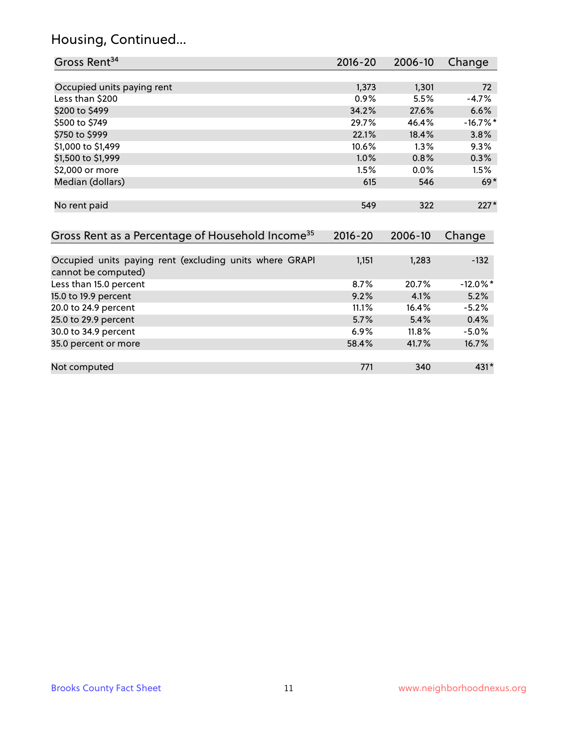## Housing, Continued...

| Gross Rent[34] | 2016-20 | 2006-10 | Change |
|---|---|---|---|
| Occupied units paying rent | 1,373 | 1,301 | 72 |
| Less than $200 | 0.9% | 5.5% | -4.7% |
| $200 to $499 | 34.2% | 27.6% | 6.6% |
| $500 to $749 | 29.7% | 46.4% | -16.7%* |
| $750 to $999 | 22.1% | 18.4% | 3.8% |
| $1,000 to $1,499 | 10.6% | 1.3% | 9.3% |
| $1,500 to $1,999 | 1.0% | 0.8% | 0.3% |
| $2,000 or more | 1.5% | 0.0% | 1.5% |
| Median (dollars) | 615 | 546 | 69* |
| No rent paid | 549 | 322 | 227* |

| Gross Rent as a Percentage of Household Income[35] | 2016-20 | 2006-10 | Change |
|---|---|---|---|
| Occupied units paying rent (excluding units where GRAPI cannot be computed) | 1,151 | 1,283 | -132 |
| Less than 15.0 percent | 8.7% | 20.7% | -12.0%* |
| 15.0 to 19.9 percent | 9.2% | 4.1% | 5.2% |
| 20.0 to 24.9 percent | 11.1% | 16.4% | -5.2% |
| 25.0 to 29.9 percent | 5.7% | 5.4% | 0.4% |
| 30.0 to 34.9 percent | 6.9% | 11.8% | -5.0% |
| 35.0 percent or more | 58.4% | 41.7% | 16.7% |
| Not computed | 771 | 340 | 431* |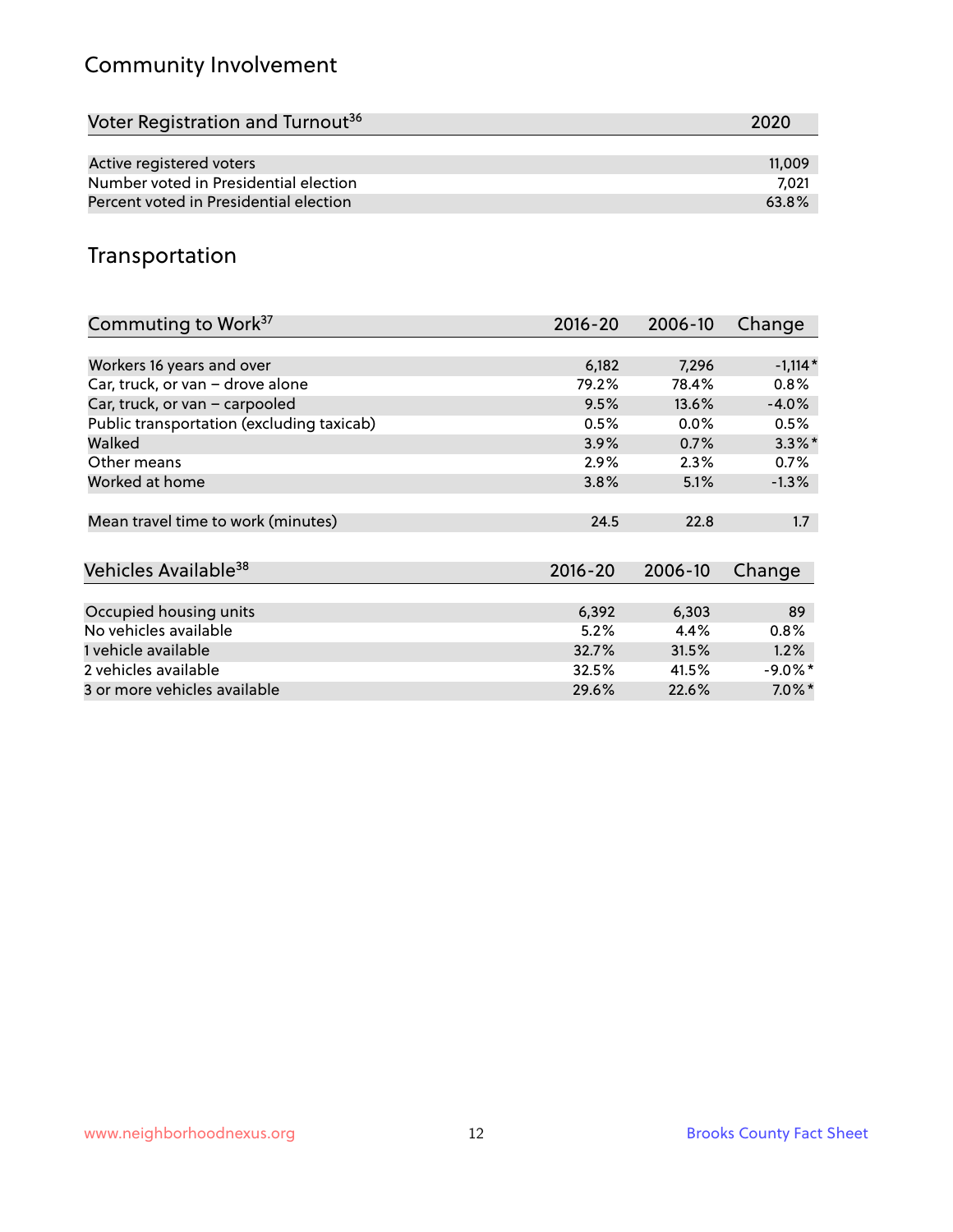## Community Involvement

| Voter Registration and Turnout[36] | 2020 |
|---|---|
| Active registered voters | 11,009 |
| Number voted in Presidential election | 7,021 |
| Percent voted in Presidential election | 63.8% |

## Transportation

| Commuting to Work[37] | 2016-20 | 2006-10 | Change |
|---|---|---|---|
| Workers 16 years and over | 6,182 | 7,296 | -1,114* |
| Car, truck, or van – drove alone | 79.2% | 78.4% | 0.8% |
| Car, truck, or van – carpooled | 9.5% | 13.6% | -4.0% |
| Public transportation (excluding taxicab) | 0.5% | 0.0% | 0.5% |
| Walked | 3.9% | 0.7% | 3.3%* |
| Other means | 2.9% | 2.3% | 0.7% |
| Worked at home | 3.8% | 5.1% | -1.3% |
| Mean travel time to work (minutes) | 24.5 | 22.8 | 1.7 |

| Vehicles Available[38] | 2016-20 | 2006-10 | Change |
|---|---|---|---|
| Occupied housing units | 6,392 | 6,303 | 89 |
| No vehicles available | 5.2% | 4.4% | 0.8% |
| 1 vehicle available | 32.7% | 31.5% | 1.2% |
| 2 vehicles available | 32.5% | 41.5% | -9.0%* |
| 3 or more vehicles available | 29.6% | 22.6% | 7.0%* |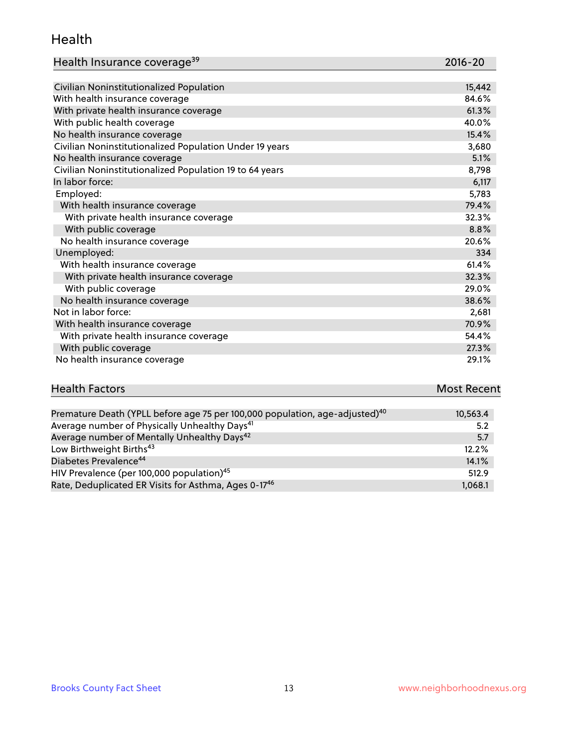## Health

| Health Insurance coverage[39] | 2016-20 |
| --- | --- |
| Civilian Noninstitutionalized Population | 15,442 |
| With health insurance coverage | 84.6% |
| With private health insurance coverage | 61.3% |
| With public health coverage | 40.0% |
| No health insurance coverage | 15.4% |
| Civilian Noninstitutionalized Population Under 19 years | 3,680 |
| No health insurance coverage | 5.1% |
| Civilian Noninstitutionalized Population 19 to 64 years | 8,798 |
| In labor force: | 6,117 |
| Employed: | 5,783 |
| With health insurance coverage | 79.4% |
| With private health insurance coverage | 32.3% |
| With public coverage | 8.8% |
| No health insurance coverage | 20.6% |
| Unemployed: | 334 |
| With health insurance coverage | 61.4% |
| With private health insurance coverage | 32.3% |
| With public coverage | 29.0% |
| No health insurance coverage | 38.6% |
| Not in labor force: | 2,681 |
| With health insurance coverage | 70.9% |
| With private health insurance coverage | 54.4% |
| With public coverage | 27.3% |
| No health insurance coverage | 29.1% |

| Health Factors | Most Recent |
| --- | --- |
| Premature Death (YPLL before age 75 per 100,000 population, age-adjusted)[40] | 10,563.4 |
| Average number of Physically Unhealthy Days[41] | 5.2 |
| Average number of Mentally Unhealthy Days[42] | 5.7 |
| Low Birthweight Births[43] | 12.2% |
| Diabetes Prevalence[44] | 14.1% |
| HIV Prevalence (per 100,000 population)[45] | 512.9 |
| Rate, Deduplicated ER Visits for Asthma, Ages 0-17[46] | 1,068.1 |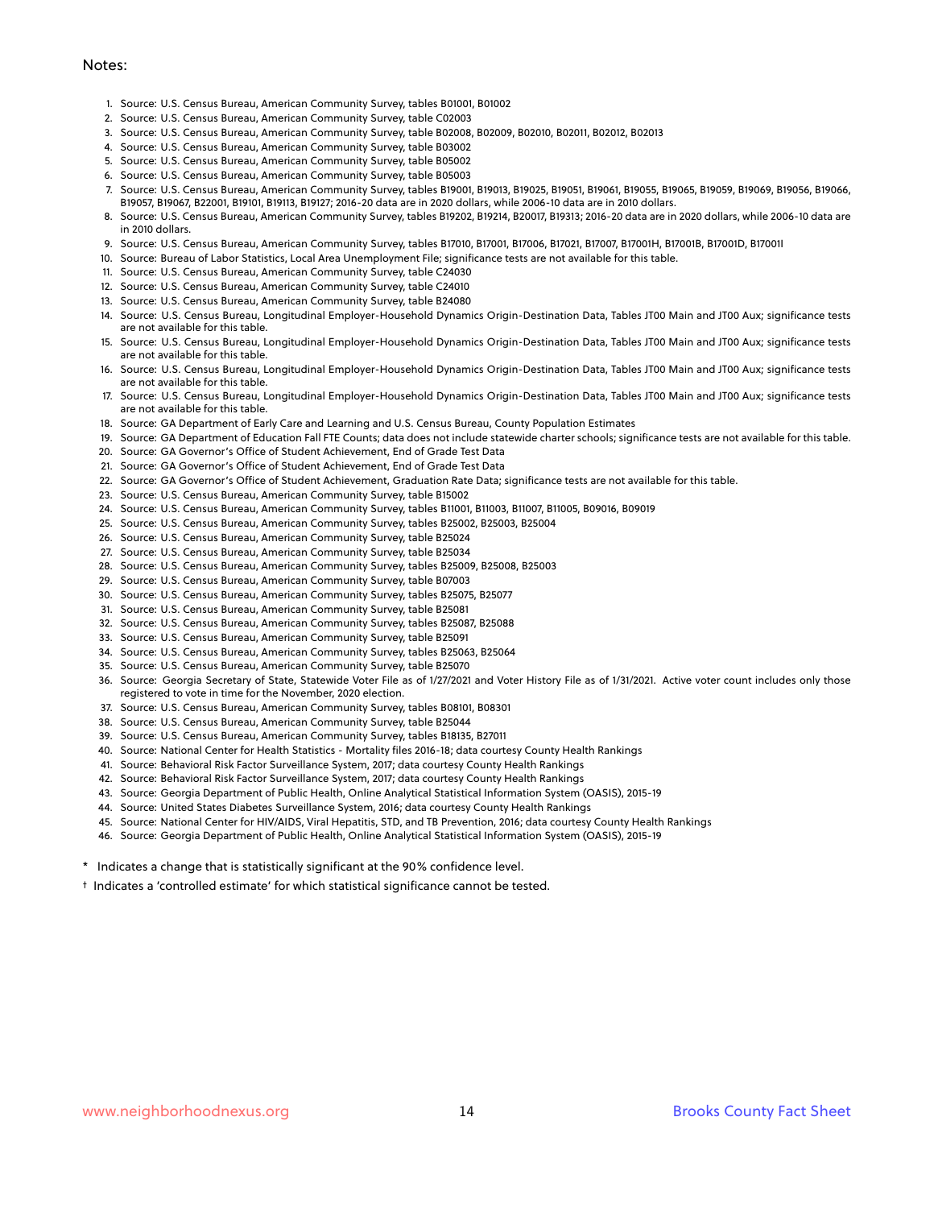Notes:

1. Source: U.S. Census Bureau, American Community Survey, tables B01001, B01002
2. Source: U.S. Census Bureau, American Community Survey, table C02003
3. Source: U.S. Census Bureau, American Community Survey, table B02008, B02009, B02010, B02011, B02012, B02013
4. Source: U.S. Census Bureau, American Community Survey, table B03002
5. Source: U.S. Census Bureau, American Community Survey, table B05002
6. Source: U.S. Census Bureau, American Community Survey, table B05003
7. Source: U.S. Census Bureau, American Community Survey, tables B19001, B19013, B19025, B19051, B19061, B19055, B19065, B19059, B19069, B19056, B19066, B19057, B19067, B22001, B19101, B19113, B19127; 2016-20 data are in 2020 dollars, while 2006-10 data are in 2010 dollars.
8. Source: U.S. Census Bureau, American Community Survey, tables B19202, B19214, B20017, B19313; 2016-20 data are in 2020 dollars, while 2006-10 data are in 2010 dollars.
9. Source: U.S. Census Bureau, American Community Survey, tables B17010, B17001, B17006, B17021, B17007, B17001H, B17001B, B17001D, B17001I
10. Source: Bureau of Labor Statistics, Local Area Unemployment File; significance tests are not available for this table.
11. Source: U.S. Census Bureau, American Community Survey, table C24030
12. Source: U.S. Census Bureau, American Community Survey, table C24010
13. Source: U.S. Census Bureau, American Community Survey, table B24080
14. Source: U.S. Census Bureau, Longitudinal Employer-Household Dynamics Origin-Destination Data, Tables JT00 Main and JT00 Aux; significance tests are not available for this table.
15. Source: U.S. Census Bureau, Longitudinal Employer-Household Dynamics Origin-Destination Data, Tables JT00 Main and JT00 Aux; significance tests are not available for this table.
16. Source: U.S. Census Bureau, Longitudinal Employer-Household Dynamics Origin-Destination Data, Tables JT00 Main and JT00 Aux; significance tests are not available for this table.
17. Source: U.S. Census Bureau, Longitudinal Employer-Household Dynamics Origin-Destination Data, Tables JT00 Main and JT00 Aux; significance tests are not available for this table.
18. Source: GA Department of Early Care and Learning and U.S. Census Bureau, County Population Estimates
19. Source: GA Department of Education Fall FTE Counts; data does not include statewide charter schools; significance tests are not available for this table.
20. Source: GA Governor's Office of Student Achievement, End of Grade Test Data
21. Source: GA Governor's Office of Student Achievement, End of Grade Test Data
22. Source: GA Governor's Office of Student Achievement, Graduation Rate Data; significance tests are not available for this table.
23. Source: U.S. Census Bureau, American Community Survey, table B15002
24. Source: U.S. Census Bureau, American Community Survey, tables B11001, B11003, B11007, B11005, B09016, B09019
25. Source: U.S. Census Bureau, American Community Survey, tables B25002, B25003, B25004
26. Source: U.S. Census Bureau, American Community Survey, table B25024
27. Source: U.S. Census Bureau, American Community Survey, table B25034
28. Source: U.S. Census Bureau, American Community Survey, tables B25009, B25008, B25003
29. Source: U.S. Census Bureau, American Community Survey, table B07003
30. Source: U.S. Census Bureau, American Community Survey, tables B25075, B25077
31. Source: U.S. Census Bureau, American Community Survey, table B25081
32. Source: U.S. Census Bureau, American Community Survey, tables B25087, B25088
33. Source: U.S. Census Bureau, American Community Survey, table B25091
34. Source: U.S. Census Bureau, American Community Survey, tables B25063, B25064
35. Source: U.S. Census Bureau, American Community Survey, table B25070
36. Source: Georgia Secretary of State, Statewide Voter File as of 1/27/2021 and Voter History File as of 1/31/2021. Active voter count includes only those registered to vote in time for the November, 2020 election.
37. Source: U.S. Census Bureau, American Community Survey, tables B08101, B08301
38. Source: U.S. Census Bureau, American Community Survey, table B25044
39. Source: U.S. Census Bureau, American Community Survey, tables B18135, B27011
40. Source: National Center for Health Statistics - Mortality files 2016-18; data courtesy County Health Rankings
41. Source: Behavioral Risk Factor Surveillance System, 2017; data courtesy County Health Rankings
42. Source: Behavioral Risk Factor Surveillance System, 2017; data courtesy County Health Rankings
43. Source: Georgia Department of Public Health, Online Analytical Statistical Information System (OASIS), 2015-19
44. Source: United States Diabetes Surveillance System, 2016; data courtesy County Health Rankings
45. Source: National Center for HIV/AIDS, Viral Hepatitis, STD, and TB Prevention, 2016; data courtesy County Health Rankings
46. Source: Georgia Department of Public Health, Online Analytical Statistical Information System (OASIS), 2015-19

\* Indicates a change that is statistically significant at the 90% confidence level.

† Indicates a 'controlled estimate' for which statistical significance cannot be tested.